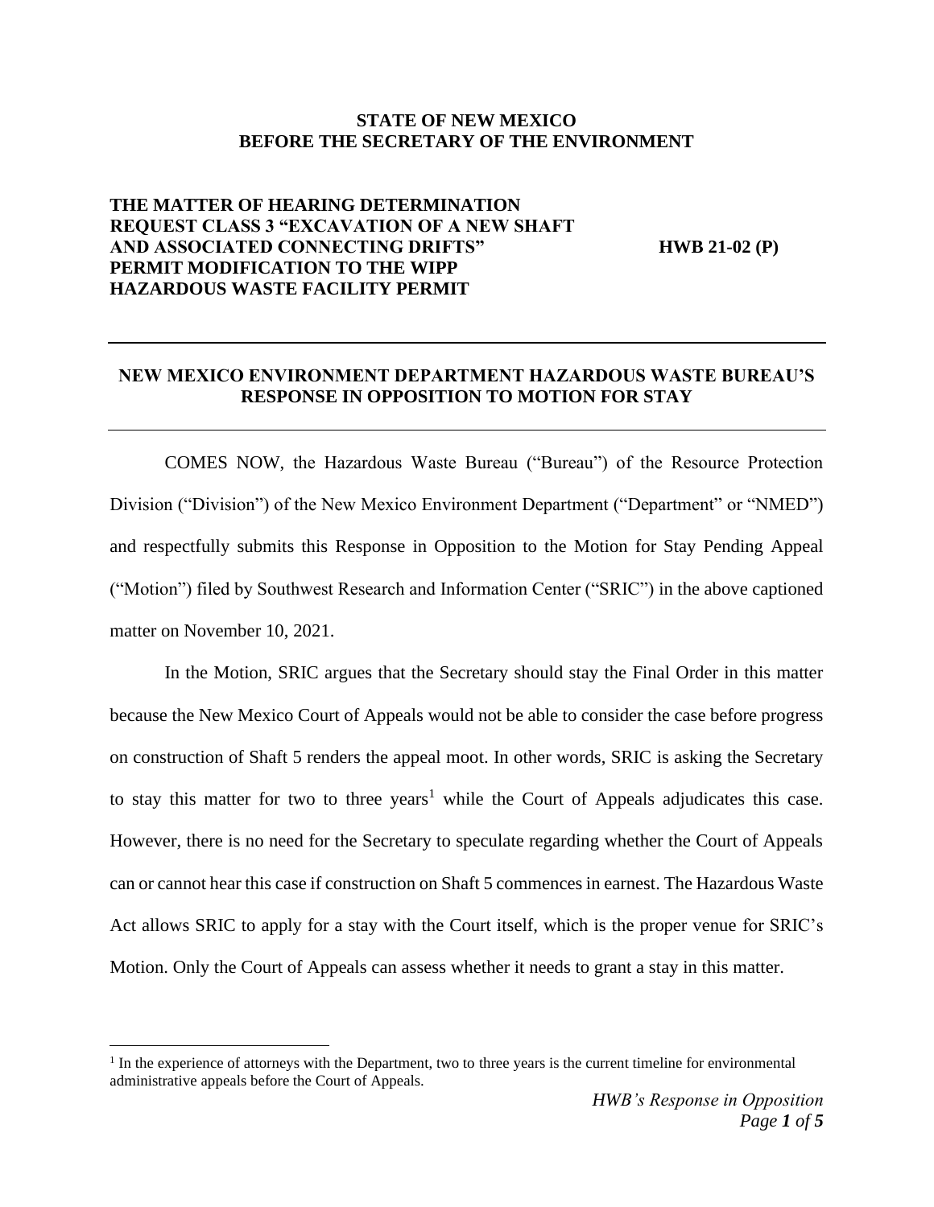**STATE OF NEW MEXICO**
**BEFORE THE SECRETARY OF THE ENVIRONMENT**

**THE MATTER OF HEARING DETERMINATION REQUEST CLASS 3 "EXCAVATION OF A NEW SHAFT AND ASSOCIATED CONNECTING DRIFTS" PERMIT MODIFICATION TO THE WIPP HAZARDOUS WASTE FACILITY PERMIT** — **HWB 21-02 (P)**

---

## NEW MEXICO ENVIRONMENT DEPARTMENT HAZARDOUS WASTE BUREAU'S RESPONSE IN OPPOSITION TO MOTION FOR STAY

---

COMES NOW, the Hazardous Waste Bureau ("Bureau") of the Resource Protection Division ("Division") of the New Mexico Environment Department ("Department" or "NMED") and respectfully submits this Response in Opposition to the Motion for Stay Pending Appeal ("Motion") filed by Southwest Research and Information Center ("SRIC") in the above captioned matter on November 10, 2021.

In the Motion, SRIC argues that the Secretary should stay the Final Order in this matter because the New Mexico Court of Appeals would not be able to consider the case before progress on construction of Shaft 5 renders the appeal moot. In other words, SRIC is asking the Secretary to stay this matter for two to three years[1] while the Court of Appeals adjudicates this case. However, there is no need for the Secretary to speculate regarding whether the Court of Appeals can or cannot hear this case if construction on Shaft 5 commences in earnest. The Hazardous Waste Act allows SRIC to apply for a stay with the Court itself, which is the proper venue for SRIC's Motion. Only the Court of Appeals can assess whether it needs to grant a stay in this matter.

---

[1] In the experience of attorneys with the Department, two to three years is the current timeline for environmental administrative appeals before the Court of Appeals.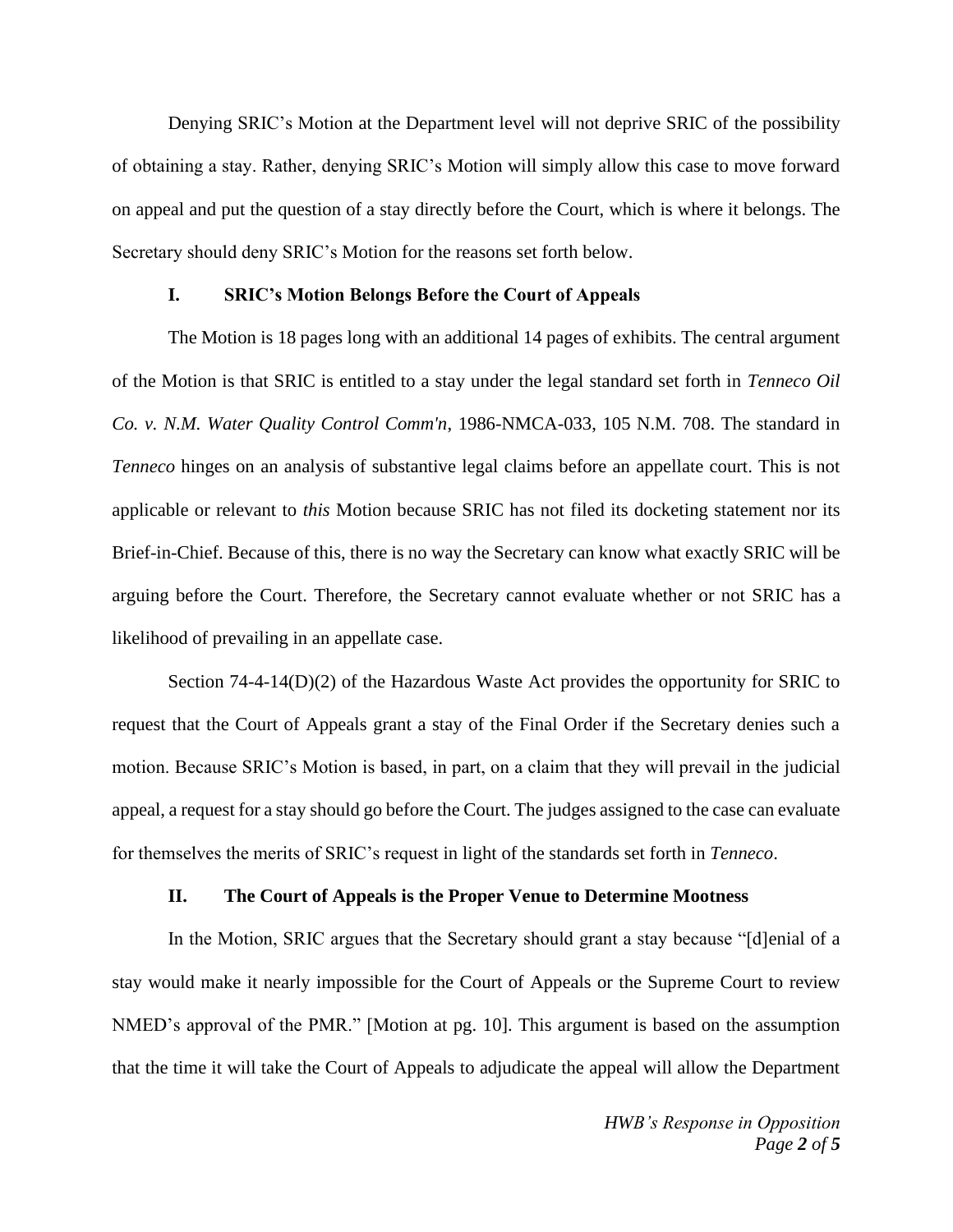Denying SRIC's Motion at the Department level will not deprive SRIC of the possibility of obtaining a stay. Rather, denying SRIC's Motion will simply allow this case to move forward on appeal and put the question of a stay directly before the Court, which is where it belongs. The Secretary should deny SRIC's Motion for the reasons set forth below.

## I. SRIC's Motion Belongs Before the Court of Appeals

The Motion is 18 pages long with an additional 14 pages of exhibits. The central argument of the Motion is that SRIC is entitled to a stay under the legal standard set forth in *Tenneco Oil Co. v. N.M. Water Quality Control Comm'n*, 1986-NMCA-033, 105 N.M. 708. The standard in *Tenneco* hinges on an analysis of substantive legal claims before an appellate court. This is not applicable or relevant to *this* Motion because SRIC has not filed its docketing statement nor its Brief-in-Chief. Because of this, there is no way the Secretary can know what exactly SRIC will be arguing before the Court. Therefore, the Secretary cannot evaluate whether or not SRIC has a likelihood of prevailing in an appellate case.

Section 74-4-14(D)(2) of the Hazardous Waste Act provides the opportunity for SRIC to request that the Court of Appeals grant a stay of the Final Order if the Secretary denies such a motion. Because SRIC's Motion is based, in part, on a claim that they will prevail in the judicial appeal, a request for a stay should go before the Court. The judges assigned to the case can evaluate for themselves the merits of SRIC's request in light of the standards set forth in *Tenneco*.

## II. The Court of Appeals is the Proper Venue to Determine Mootness

In the Motion, SRIC argues that the Secretary should grant a stay because "[d]enial of a stay would make it nearly impossible for the Court of Appeals or the Supreme Court to review NMED's approval of the PMR." [Motion at pg. 10]. This argument is based on the assumption that the time it will take the Court of Appeals to adjudicate the appeal will allow the Department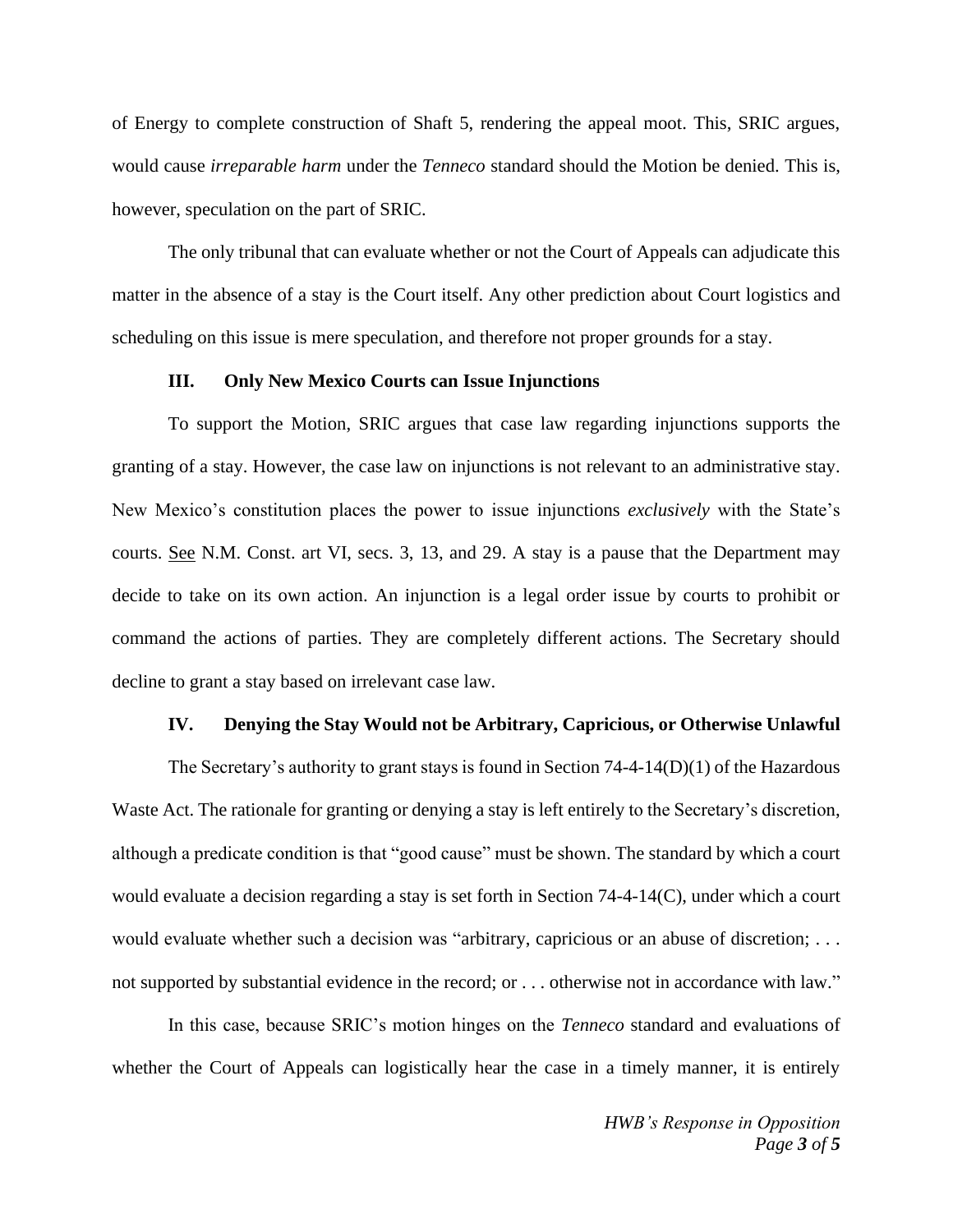of Energy to complete construction of Shaft 5, rendering the appeal moot. This, SRIC argues, would cause *irreparable harm* under the *Tenneco* standard should the Motion be denied. This is, however, speculation on the part of SRIC.

The only tribunal that can evaluate whether or not the Court of Appeals can adjudicate this matter in the absence of a stay is the Court itself. Any other prediction about Court logistics and scheduling on this issue is mere speculation, and therefore not proper grounds for a stay.

### III. Only New Mexico Courts can Issue Injunctions

To support the Motion, SRIC argues that case law regarding injunctions supports the granting of a stay. However, the case law on injunctions is not relevant to an administrative stay. New Mexico's constitution places the power to issue injunctions *exclusively* with the State's courts. <u>See</u> N.M. Const. art VI, secs. 3, 13, and 29. A stay is a pause that the Department may decide to take on its own action. An injunction is a legal order issue by courts to prohibit or command the actions of parties. They are completely different actions. The Secretary should decline to grant a stay based on irrelevant case law.

### IV. Denying the Stay Would not be Arbitrary, Capricious, or Otherwise Unlawful

The Secretary's authority to grant stays is found in Section 74-4-14(D)(1) of the Hazardous Waste Act. The rationale for granting or denying a stay is left entirely to the Secretary's discretion, although a predicate condition is that "good cause" must be shown. The standard by which a court would evaluate a decision regarding a stay is set forth in Section 74-4-14(C), under which a court would evaluate whether such a decision was "arbitrary, capricious or an abuse of discretion; . . . not supported by substantial evidence in the record; or . . . otherwise not in accordance with law."

In this case, because SRIC's motion hinges on the *Tenneco* standard and evaluations of whether the Court of Appeals can logistically hear the case in a timely manner, it is entirely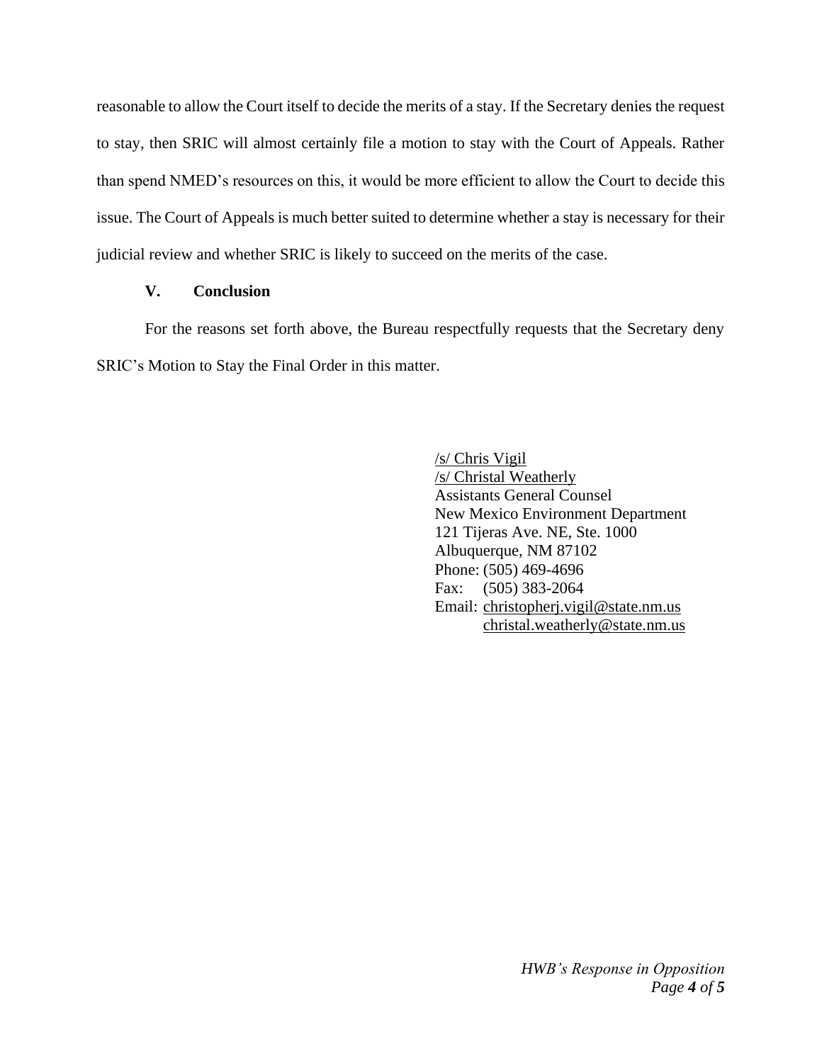reasonable to allow the Court itself to decide the merits of a stay. If the Secretary denies the request to stay, then SRIC will almost certainly file a motion to stay with the Court of Appeals. Rather than spend NMED's resources on this, it would be more efficient to allow the Court to decide this issue. The Court of Appeals is much better suited to determine whether a stay is necessary for their judicial review and whether SRIC is likely to succeed on the merits of the case.

## V. Conclusion

For the reasons set forth above, the Bureau respectfully requests that the Secretary deny SRIC's Motion to Stay the Final Order in this matter.

/s/ Chris Vigil
/s/ Christal Weatherly
Assistants General Counsel
New Mexico Environment Department
121 Tijeras Ave. NE, Ste. 1000
Albuquerque, NM 87102
Phone: (505) 469-4696
Fax: (505) 383-2064
Email: christopherj.vigil@state.nm.us
christal.weatherly@state.nm.us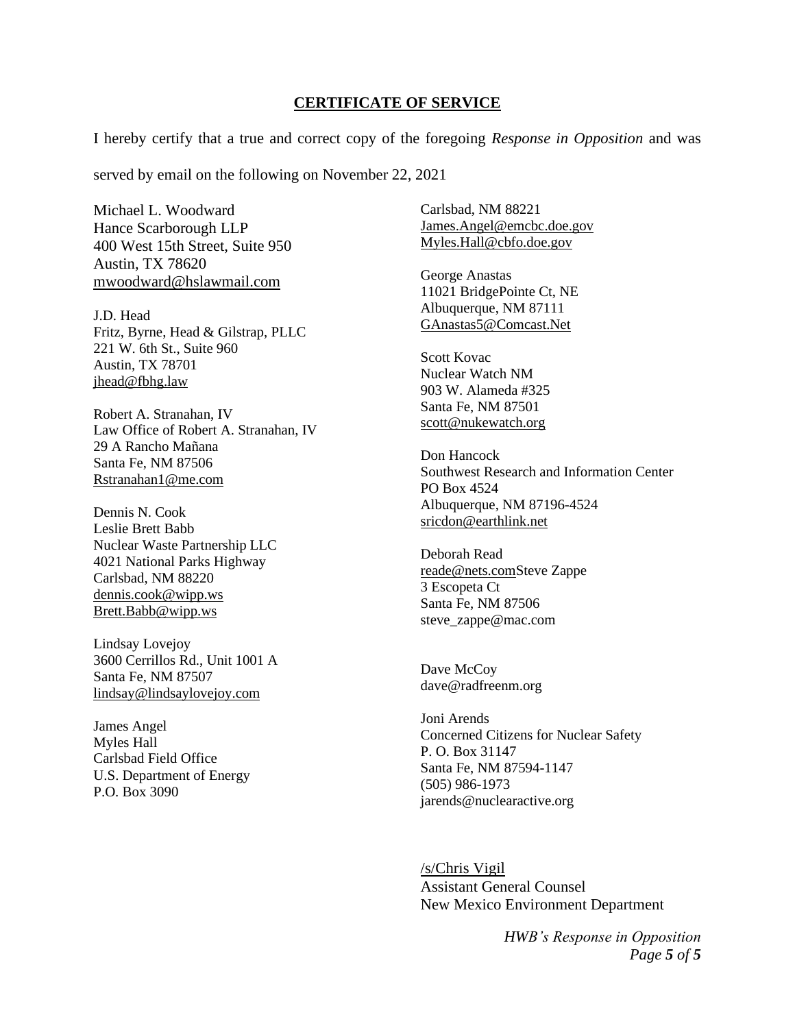## CERTIFICATE OF SERVICE

I hereby certify that a true and correct copy of the foregoing *Response in Opposition* and was served by email on the following on November 22, 2021

Michael L. Woodward
Hance Scarborough LLP
400 West 15th Street, Suite 950
Austin, TX 78620
mwoodward@hslawmail.com

J.D. Head
Fritz, Byrne, Head & Gilstrap, PLLC
221 W. 6th St., Suite 960
Austin, TX 78701
jhead@fbhg.law

Robert A. Stranahan, IV
Law Office of Robert A. Stranahan, IV
29 A Rancho Mañana
Santa Fe, NM 87506
Rstranahan1@me.com

Dennis N. Cook
Leslie Brett Babb
Nuclear Waste Partnership LLC
4021 National Parks Highway
Carlsbad, NM 88220
dennis.cook@wipp.ws
Brett.Babb@wipp.ws

Lindsay Lovejoy
3600 Cerrillos Rd., Unit 1001 A
Santa Fe, NM 87507
lindsay@lindsaylovejoy.com

James Angel
Myles Hall
Carlsbad Field Office
U.S. Department of Energy
P.O. Box 3090
Carlsbad, NM 88221
James.Angel@emcbc.doe.gov
Myles.Hall@cbfo.doe.gov

George Anastas
11021 BridgePointe Ct, NE
Albuquerque, NM 87111
GAnastas5@Comcast.Net

Scott Kovac
Nuclear Watch NM
903 W. Alameda #325
Santa Fe, NM 87501
scott@nukewatch.org

Don Hancock
Southwest Research and Information Center
PO Box 4524
Albuquerque, NM 87196-4524
sricdon@earthlink.net

Deborah Read
reade@nets.comSteve Zappe
3 Escopeta Ct
Santa Fe, NM 87506
steve_zappe@mac.com

Dave McCoy
dave@radfreenm.org

Joni Arends
Concerned Citizens for Nuclear Safety
P. O. Box 31147
Santa Fe, NM 87594-1147
(505) 986-1973
jarends@nuclearactive.org

/s/Chris Vigil
Assistant General Counsel
New Mexico Environment Department